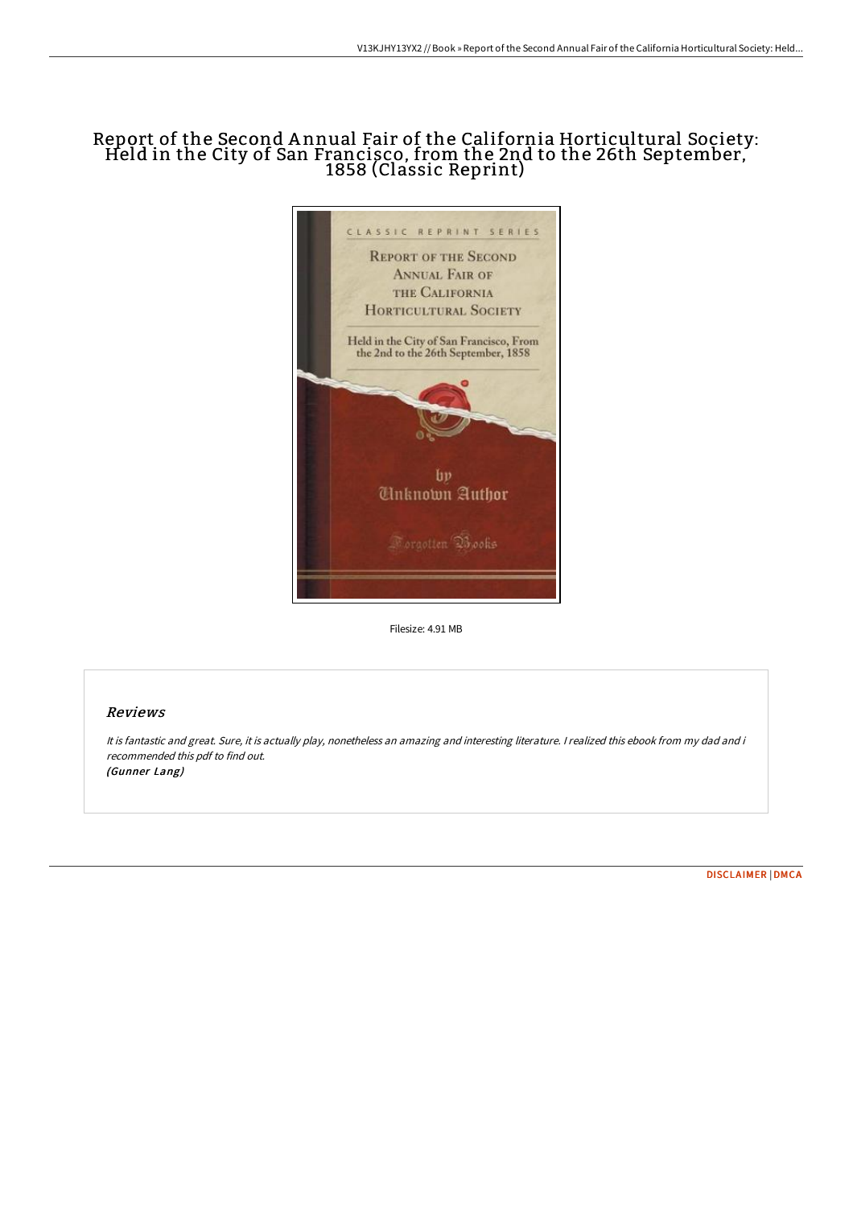# Report of the Second Annual Fair of the California Horticultural Society: Held in the City of San Francisco, from the 2nd to the 26th September, 1858 (Classic Reprint)

Filesize: 4.91 MB

## Reviews

*It is fantastic and great. Sure, it is actually play, nonetheless an amazing and interesting literature. I realized this ebook from my dad and i recommended this pdf to find out.*
*(Gunner Lang)*

DISCLAIMER | DMCA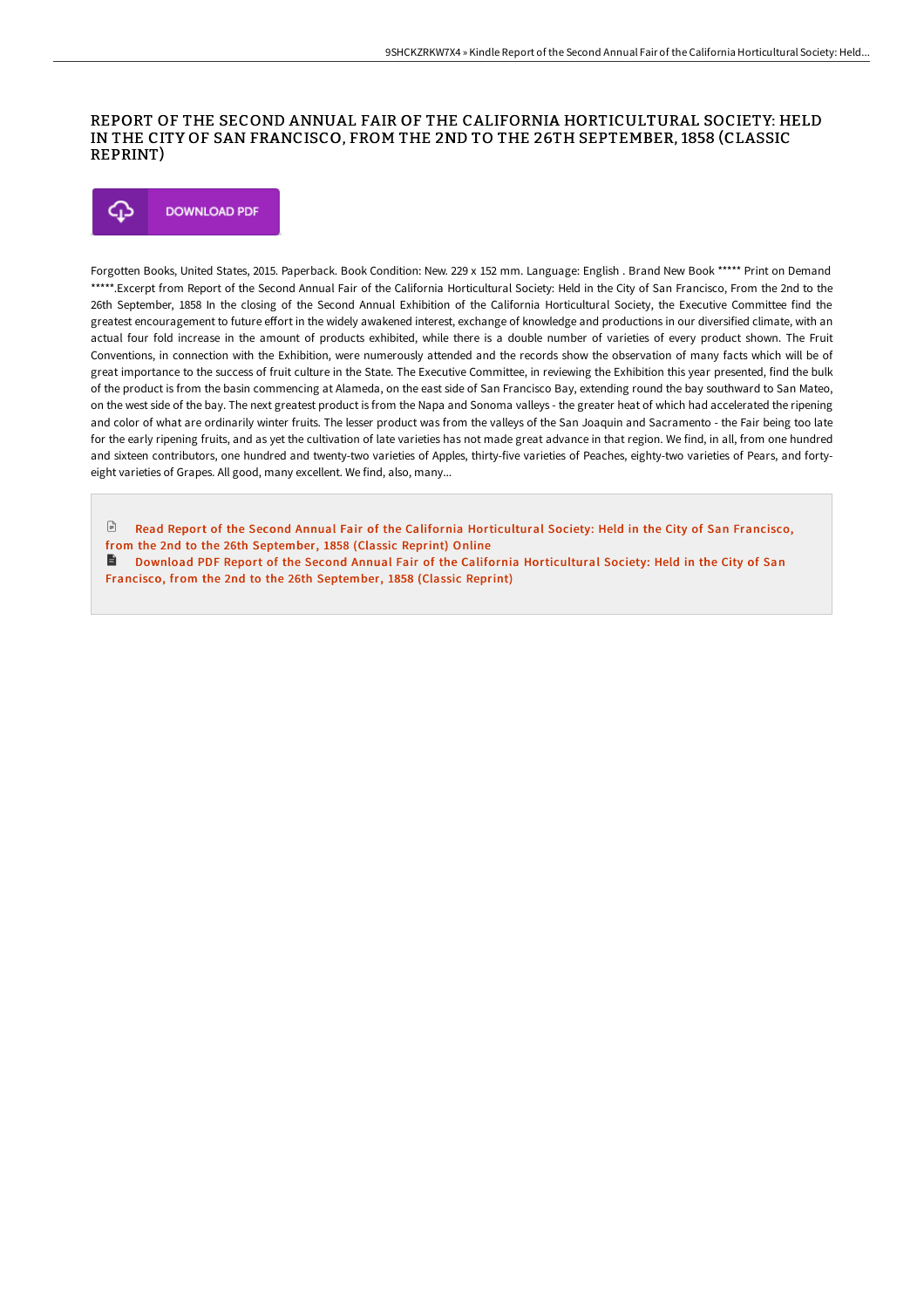# REPORT OF THE SECOND ANNUAL FAIR OF THE CALIFORNIA HORTICULTURAL SOCIETY: HELD IN THE CITY OF SAN FRANCISCO, FROM THE 2ND TO THE 26TH SEPTEMBER, 1858 (CLASSIC REPRINT)

DOWNLOAD PDF

Forgotten Books, United States, 2015. Paperback. Book Condition: New. 229 x 152 mm. Language: English . Brand New Book ***** Print on Demand *****.Excerpt from Report of the Second Annual Fair of the California Horticultural Society: Held in the City of San Francisco, From the 2nd to the 26th September, 1858 In the closing of the Second Annual Exhibition of the California Horticultural Society, the Executive Committee find the greatest encouragement to future effort in the widely awakened interest, exchange of knowledge and productions in our diversified climate, with an actual four fold increase in the amount of products exhibited, while there is a double number of varieties of every product shown. The Fruit Conventions, in connection with the Exhibition, were numerously attended and the records show the observation of many facts which will be of great importance to the success of fruit culture in the State. The Executive Committee, in reviewing the Exhibition this year presented, find the bulk of the product is from the basin commencing at Alameda, on the east side of San Francisco Bay, extending round the bay southward to San Mateo, on the west side of the bay. The next greatest product is from the Napa and Sonoma valleys - the greater heat of which had accelerated the ripening and color of what are ordinarily winter fruits. The lesser product was from the valleys of the San Joaquin and Sacramento - the Fair being too late for the early ripening fruits, and as yet the cultivation of late varieties has not made great advance in that region. We find, in all, from one hundred and sixteen contributors, one hundred and twenty-two varieties of Apples, thirty-five varieties of Peaches, eighty-two varieties of Pears, and forty-eight varieties of Grapes. All good, many excellent. We find, also, many...

Read Report of the Second Annual Fair of the California Horticultural Society: Held in the City of San Francisco, from the 2nd to the 26th September, 1858 (Classic Reprint) Online

Download PDF Report of the Second Annual Fair of the California Horticultural Society: Held in the City of San Francisco, from the 2nd to the 26th September, 1858 (Classic Reprint)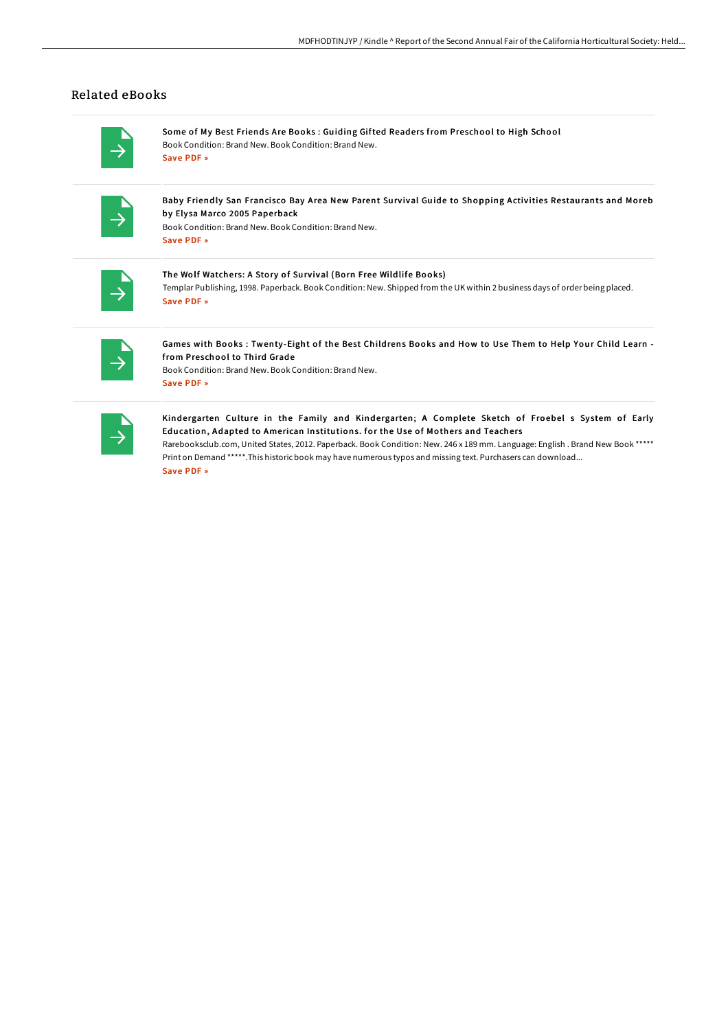## Related eBooks

**Some of My Best Friends Are Books : Guiding Gifted Readers from Preschool to High School**
Book Condition: Brand New. Book Condition: Brand New.
Save PDF »

**Baby Friendly San Francisco Bay Area New Parent Survival Guide to Shopping Activities Restaurants and Moreb by Elysa Marco 2005 Paperback**
Book Condition: Brand New. Book Condition: Brand New.
Save PDF »

**The Wolf Watchers: A Story of Survival (Born Free Wildlife Books)**
Templar Publishing, 1998. Paperback. Book Condition: New. Shipped from the UK within 2 business days of order being placed.
Save PDF »

**Games with Books : Twenty-Eight of the Best Childrens Books and How to Use Them to Help Your Child Learn - from Preschool to Third Grade**
Book Condition: Brand New. Book Condition: Brand New.
Save PDF »

**Kindergarten Culture in the Family and Kindergarten; A Complete Sketch of Froebel s System of Early Education, Adapted to American Institutions. for the Use of Mothers and Teachers**
Rarebooksclub.com, United States, 2012. Paperback. Book Condition: New. 246 x 189 mm. Language: English . Brand New Book ***** Print on Demand *****.This historic book may have numerous typos and missing text. Purchasers can download...
Save PDF »